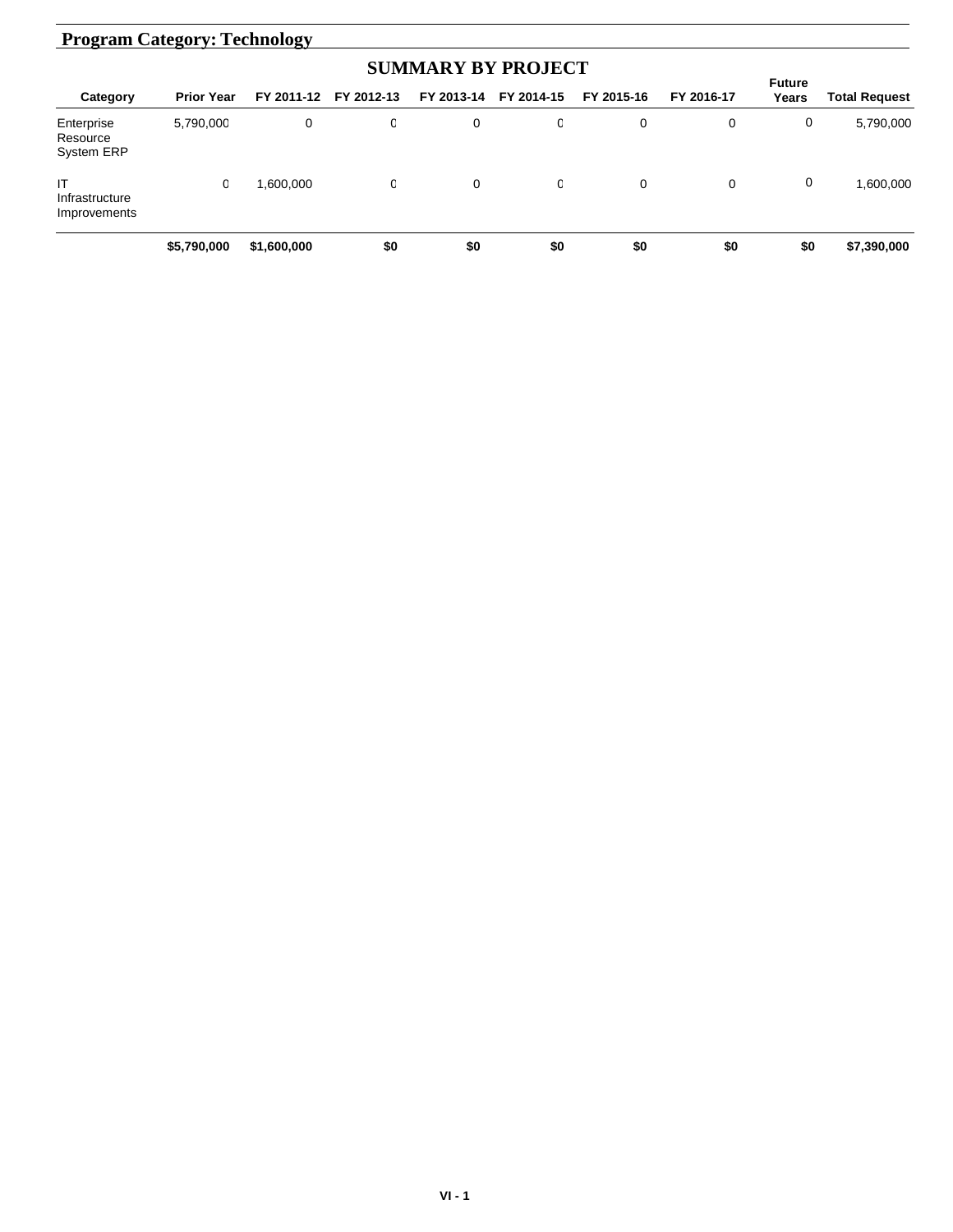## Program Category: Technology

### SUMMARY BY PROJECT

| Category | Prior Year | FY 2011-12 | FY 2012-13 | FY 2013-14 | FY 2014-15 | FY 2015-16 | FY 2016-17 | Future Years | Total Request |
|---|---|---|---|---|---|---|---|---|---|
| Enterprise Resource System ERP | 5,790,000 | 0 | 0 | 0 | 0 | 0 | 0 | 0 | 5,790,000 |
| IT Infrastructure Improvements | 0 | 1,600,000 | 0 | 0 | 0 | 0 | 0 | 0 | 1,600,000 |
| | **$5,790,000** | **$1,600,000** | **$0** | **$0** | **$0** | **$0** | **$0** | **$0** | **$7,390,000** |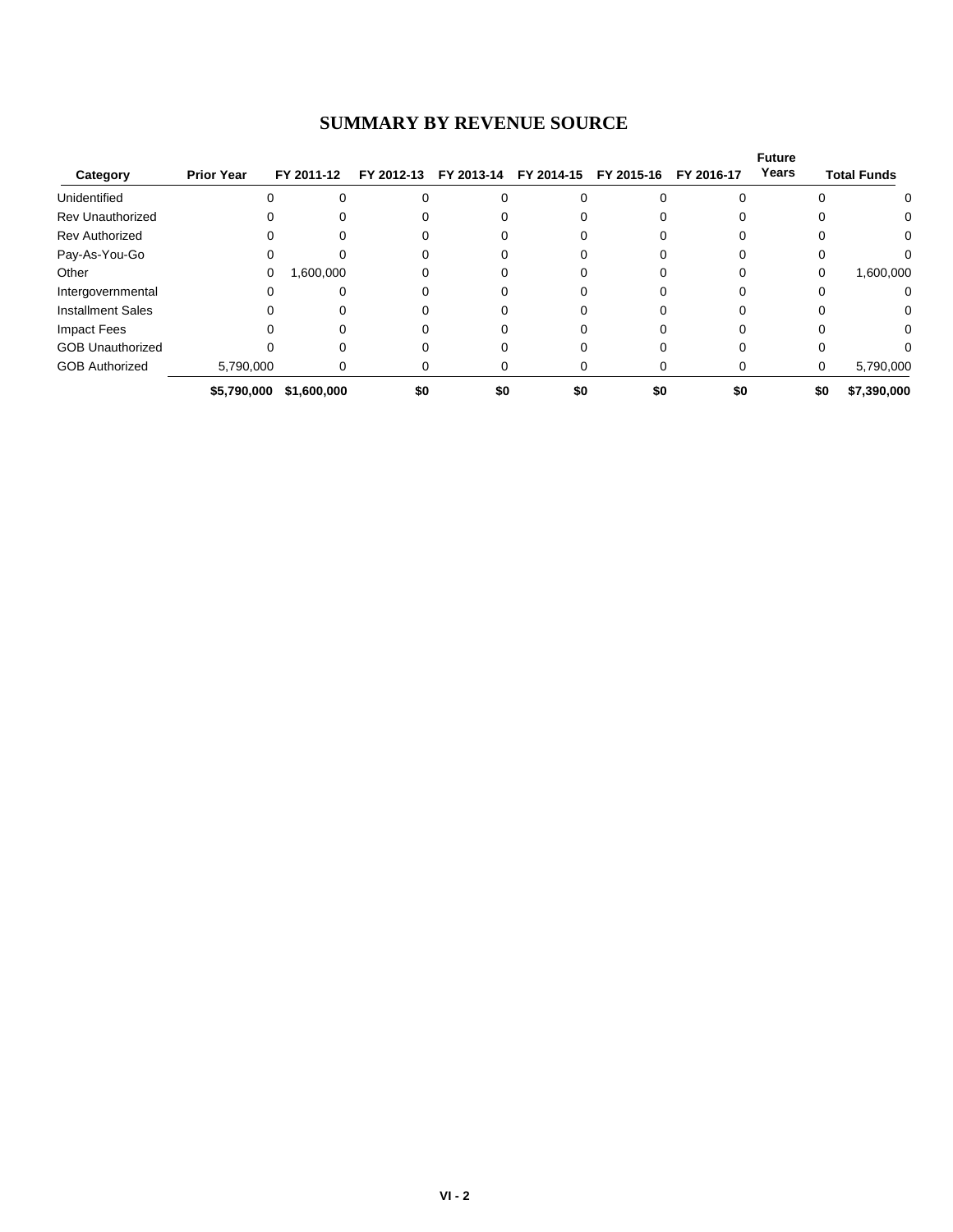## SUMMARY BY REVENUE SOURCE

| Category | Prior Year | FY 2011-12 | FY 2012-13 | FY 2013-14 | FY 2014-15 | FY 2015-16 | FY 2016-17 | Future Years | Total Funds |
|---|---|---|---|---|---|---|---|---|---|
| Unidentified | 0 | 0 | 0 | 0 | 0 | 0 | 0 | 0 | 0 |
| Rev Unauthorized | 0 | 0 | 0 | 0 | 0 | 0 | 0 | 0 | 0 |
| Rev Authorized | 0 | 0 | 0 | 0 | 0 | 0 | 0 | 0 | 0 |
| Pay-As-You-Go | 0 | 0 | 0 | 0 | 0 | 0 | 0 | 0 | 0 |
| Other | 0 | 1,600,000 | 0 | 0 | 0 | 0 | 0 | 0 | 1,600,000 |
| Intergovernmental | 0 | 0 | 0 | 0 | 0 | 0 | 0 | 0 | 0 |
| Installment Sales | 0 | 0 | 0 | 0 | 0 | 0 | 0 | 0 | 0 |
| Impact Fees | 0 | 0 | 0 | 0 | 0 | 0 | 0 | 0 | 0 |
| GOB Unauthorized | 0 | 0 | 0 | 0 | 0 | 0 | 0 | 0 | 0 |
| GOB Authorized | 5,790,000 | 0 | 0 | 0 | 0 | 0 | 0 | 0 | 5,790,000 |
| | **$5,790,000** | **$1,600,000** | **$0** | **$0** | **$0** | **$0** | **$0** | **$0** | **$7,390,000** |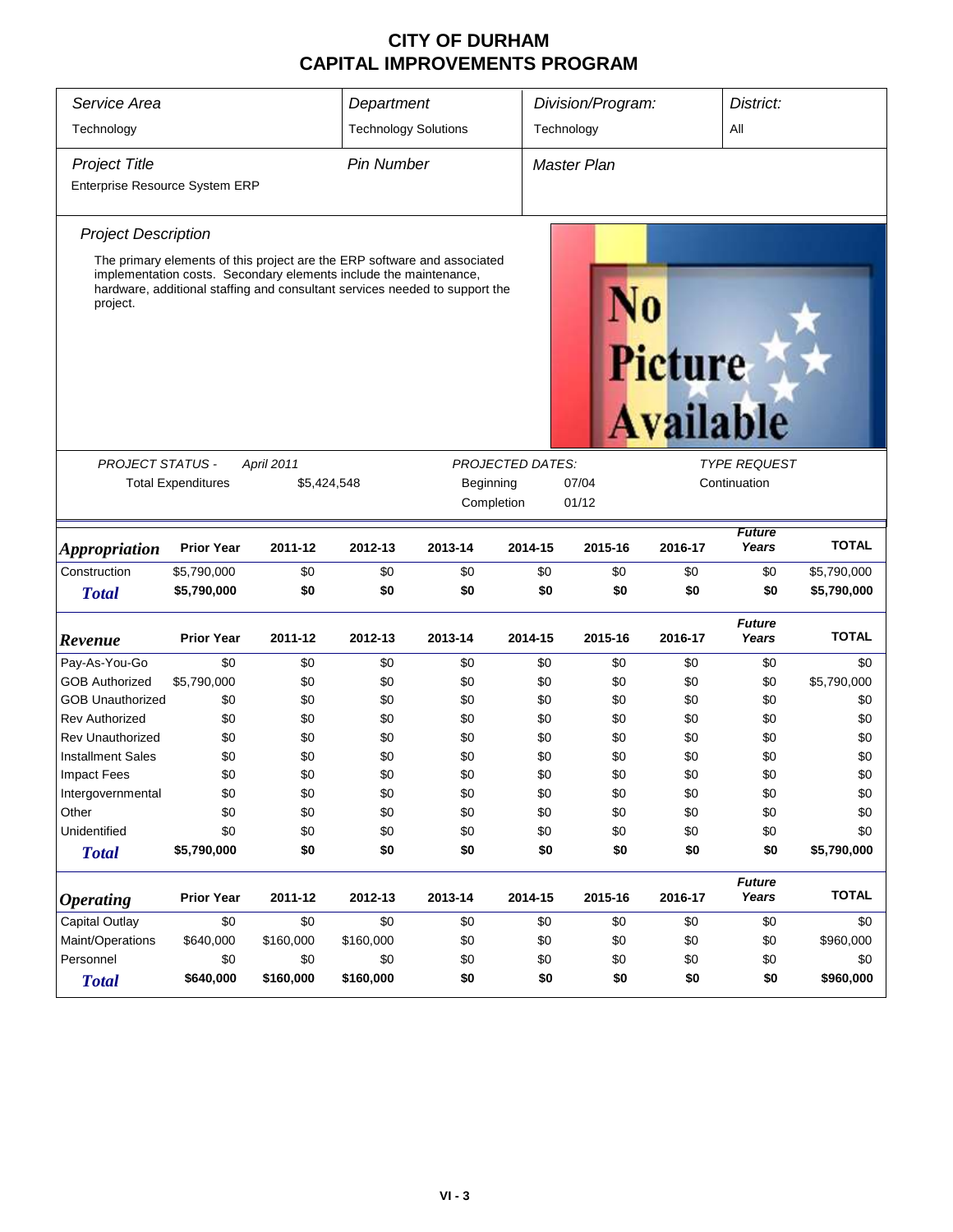# CITY OF DURHAM
# CAPITAL IMPROVEMENTS PROGRAM

| *Service Area* | *Department* | *Division/Program:* | *District:* |
|---|---|---|---|
| Technology | Technology Solutions | Technology | All |

| *Project Title* | *Pin Number* | *Master Plan* |
|---|---|---|
| Enterprise Resource System ERP | | |

*Project Description*

The primary elements of this project are the ERP software and associated implementation costs. Secondary elements include the maintenance, hardware, additional staffing and consultant services needed to support the project.

| *PROJECT STATUS -* | *April 2011* | *PROJECTED DATES:* | | *TYPE REQUEST* |
|---|---|---|---|---|
| Total Expenditures | $5,424,548 | Beginning | 07/04 | Continuation |
| | | Completion | 01/12 | |

| *Appropriation* | Prior Year | 2011-12 | 2012-13 | 2013-14 | 2014-15 | 2015-16 | 2016-17 | *Future Years* | TOTAL |
|---|---|---|---|---|---|---|---|---|---|
| Construction | $5,790,000 | $0 | $0 | $0 | $0 | $0 | $0 | $0 | $5,790,000 |
| **Total** | **$5,790,000** | **$0** | **$0** | **$0** | **$0** | **$0** | **$0** | **$0** | **$5,790,000** |

| *Revenue* | Prior Year | 2011-12 | 2012-13 | 2013-14 | 2014-15 | 2015-16 | 2016-17 | *Future Years* | TOTAL |
|---|---|---|---|---|---|---|---|---|---|
| Pay-As-You-Go | $0 | $0 | $0 | $0 | $0 | $0 | $0 | $0 | $0 |
| GOB Authorized | $5,790,000 | $0 | $0 | $0 | $0 | $0 | $0 | $0 | $5,790,000 |
| GOB Unauthorized | $0 | $0 | $0 | $0 | $0 | $0 | $0 | $0 | $0 |
| Rev Authorized | $0 | $0 | $0 | $0 | $0 | $0 | $0 | $0 | $0 |
| Rev Unauthorized | $0 | $0 | $0 | $0 | $0 | $0 | $0 | $0 | $0 |
| Installment Sales | $0 | $0 | $0 | $0 | $0 | $0 | $0 | $0 | $0 |
| Impact Fees | $0 | $0 | $0 | $0 | $0 | $0 | $0 | $0 | $0 |
| Intergovernmental | $0 | $0 | $0 | $0 | $0 | $0 | $0 | $0 | $0 |
| Other | $0 | $0 | $0 | $0 | $0 | $0 | $0 | $0 | $0 |
| Unidentified | $0 | $0 | $0 | $0 | $0 | $0 | $0 | $0 | $0 |
| **Total** | **$5,790,000** | **$0** | **$0** | **$0** | **$0** | **$0** | **$0** | **$0** | **$5,790,000** |

| *Operating* | Prior Year | 2011-12 | 2012-13 | 2013-14 | 2014-15 | 2015-16 | 2016-17 | *Future Years* | TOTAL |
|---|---|---|---|---|---|---|---|---|---|
| Capital Outlay | $0 | $0 | $0 | $0 | $0 | $0 | $0 | $0 | $0 |
| Maint/Operations | $640,000 | $160,000 | $160,000 | $0 | $0 | $0 | $0 | $0 | $960,000 |
| Personnel | $0 | $0 | $0 | $0 | $0 | $0 | $0 | $0 | $0 |
| **Total** | **$640,000** | **$160,000** | **$160,000** | **$0** | **$0** | **$0** | **$0** | **$0** | **$960,000** |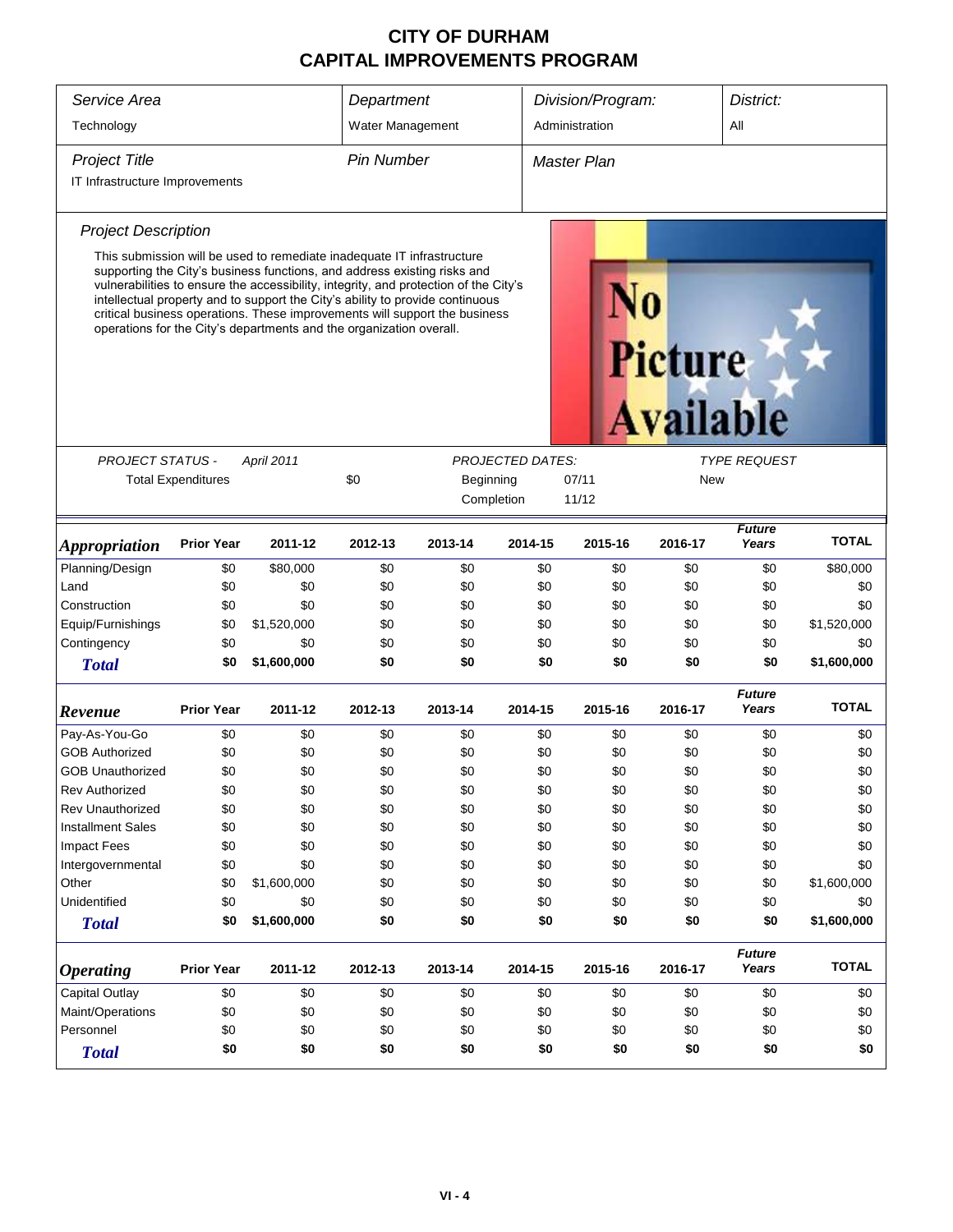# CITY OF DURHAM
# CAPITAL IMPROVEMENTS PROGRAM

| Service Area | Department | Division/Program: | District: |
|---|---|---|---|
| Technology | Water Management | Administration | All |

| Project Title | Pin Number | Master Plan |
|---|---|---|
| IT Infrastructure Improvements | | |

### Project Description

This submission will be used to remediate inadequate IT infrastructure supporting the City's business functions, and address existing risks and vulnerabilities to ensure the accessibility, integrity, and protection of the City's intellectual property and to support the City's ability to provide continuous critical business operations. These improvements will support the business operations for the City's departments and the organization overall.

No Picture Available

PROJECT STATUS - *April 2011*

Total Expenditures $0

PROJECTED DATES:

Beginning 07/11

Completion 11/12

TYPE REQUEST: New

| Appropriation | Prior Year | 2011-12 | 2012-13 | 2013-14 | 2014-15 | 2015-16 | 2016-17 | Future Years | TOTAL |
|---|---|---|---|---|---|---|---|---|---|
| Planning/Design | $0 | $80,000 | $0 | $0 | $0 | $0 | $0 | $0 | $80,000 |
| Land | $0 | $0 | $0 | $0 | $0 | $0 | $0 | $0 | $0 |
| Construction | $0 | $0 | $0 | $0 | $0 | $0 | $0 | $0 | $0 |
| Equip/Furnishings | $0 | $1,520,000 | $0 | $0 | $0 | $0 | $0 | $0 | $1,520,000 |
| Contingency | $0 | $0 | $0 | $0 | $0 | $0 | $0 | $0 | $0 |
| **Total** | **$0** | **$1,600,000** | **$0** | **$0** | **$0** | **$0** | **$0** | **$0** | **$1,600,000** |

| Revenue | Prior Year | 2011-12 | 2012-13 | 2013-14 | 2014-15 | 2015-16 | 2016-17 | Future Years | TOTAL |
|---|---|---|---|---|---|---|---|---|---|
| Pay-As-You-Go | $0 | $0 | $0 | $0 | $0 | $0 | $0 | $0 | $0 |
| GOB Authorized | $0 | $0 | $0 | $0 | $0 | $0 | $0 | $0 | $0 |
| GOB Unauthorized | $0 | $0 | $0 | $0 | $0 | $0 | $0 | $0 | $0 |
| Rev Authorized | $0 | $0 | $0 | $0 | $0 | $0 | $0 | $0 | $0 |
| Rev Unauthorized | $0 | $0 | $0 | $0 | $0 | $0 | $0 | $0 | $0 |
| Installment Sales | $0 | $0 | $0 | $0 | $0 | $0 | $0 | $0 | $0 |
| Impact Fees | $0 | $0 | $0 | $0 | $0 | $0 | $0 | $0 | $0 |
| Intergovernmental | $0 | $0 | $0 | $0 | $0 | $0 | $0 | $0 | $0 |
| Other | $0 | $1,600,000 | $0 | $0 | $0 | $0 | $0 | $0 | $1,600,000 |
| Unidentified | $0 | $0 | $0 | $0 | $0 | $0 | $0 | $0 | $0 |
| **Total** | **$0** | **$1,600,000** | **$0** | **$0** | **$0** | **$0** | **$0** | **$0** | **$1,600,000** |

| Operating | Prior Year | 2011-12 | 2012-13 | 2013-14 | 2014-15 | 2015-16 | 2016-17 | Future Years | TOTAL |
|---|---|---|---|---|---|---|---|---|---|
| Capital Outlay | $0 | $0 | $0 | $0 | $0 | $0 | $0 | $0 | $0 |
| Maint/Operations | $0 | $0 | $0 | $0 | $0 | $0 | $0 | $0 | $0 |
| Personnel | $0 | $0 | $0 | $0 | $0 | $0 | $0 | $0 | $0 |
| **Total** | **$0** | **$0** | **$0** | **$0** | **$0** | **$0** | **$0** | **$0** | **$0** |